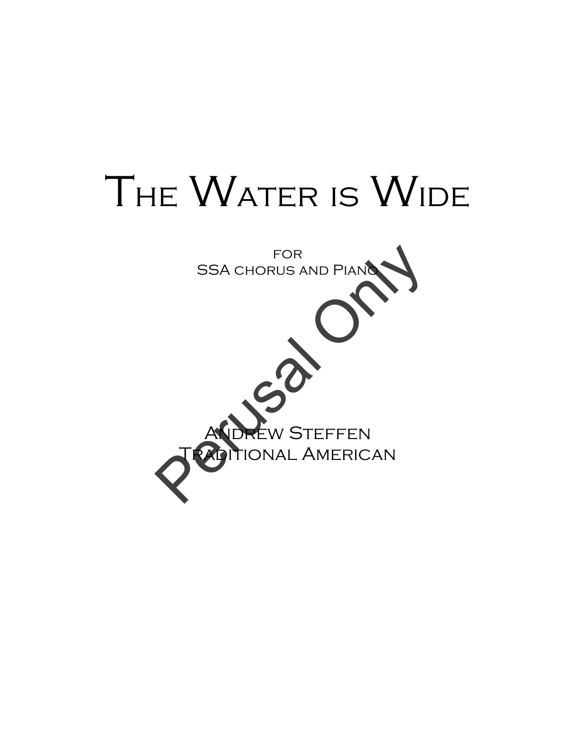# The Water is Wide

for
SSA chorus and Piano

Andrew Steffen
Traditional American

Perusal Only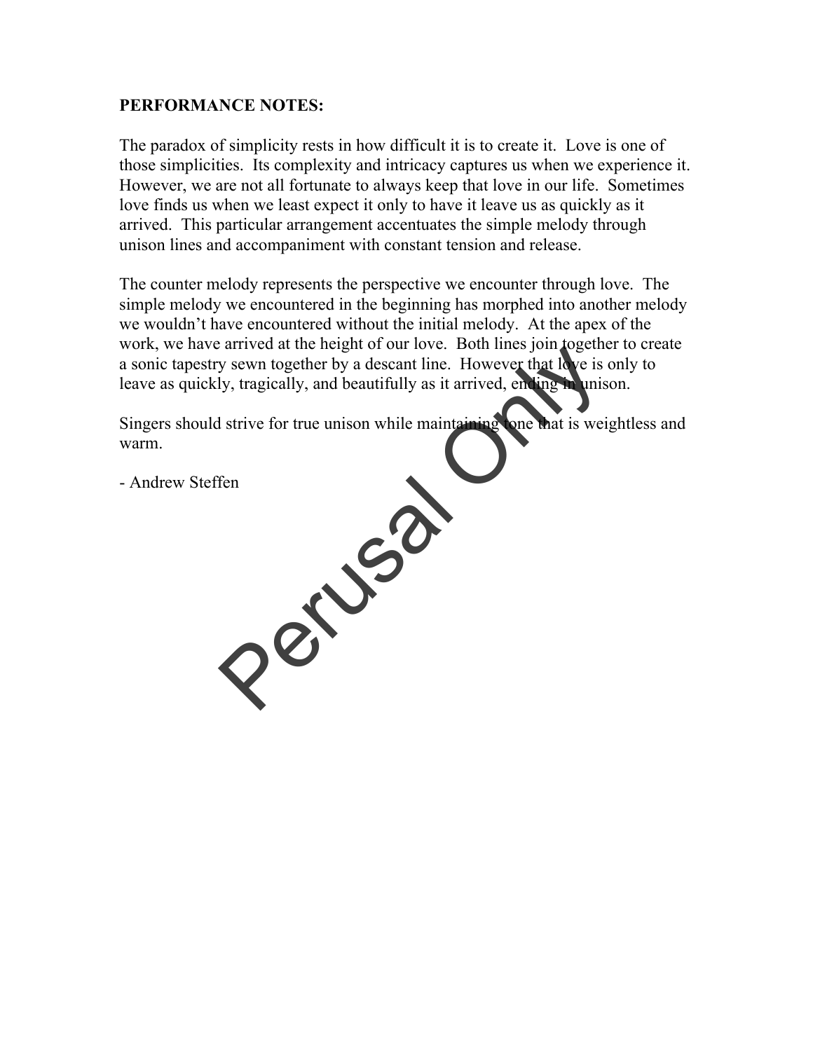**PERFORMANCE NOTES:**

The paradox of simplicity rests in how difficult it is to create it. Love is one of those simplicities. Its complexity and intricacy captures us when we experience it. However, we are not all fortunate to always keep that love in our life. Sometimes love finds us when we least expect it only to have it leave us as quickly as it arrived. This particular arrangement accentuates the simple melody through unison lines and accompaniment with constant tension and release.

The counter melody represents the perspective we encounter through love. The simple melody we encountered in the beginning has morphed into another melody we wouldn't have encountered without the initial melody. At the apex of the work, we have arrived at the height of our love. Both lines join together to create a sonic tapestry sewn together by a descant line. However that love is only to leave as quickly, tragically, and beautifully as it arrived, ending in unison.

Singers should strive for true unison while maintaining tone that is weightless and warm.

- Andrew Steffen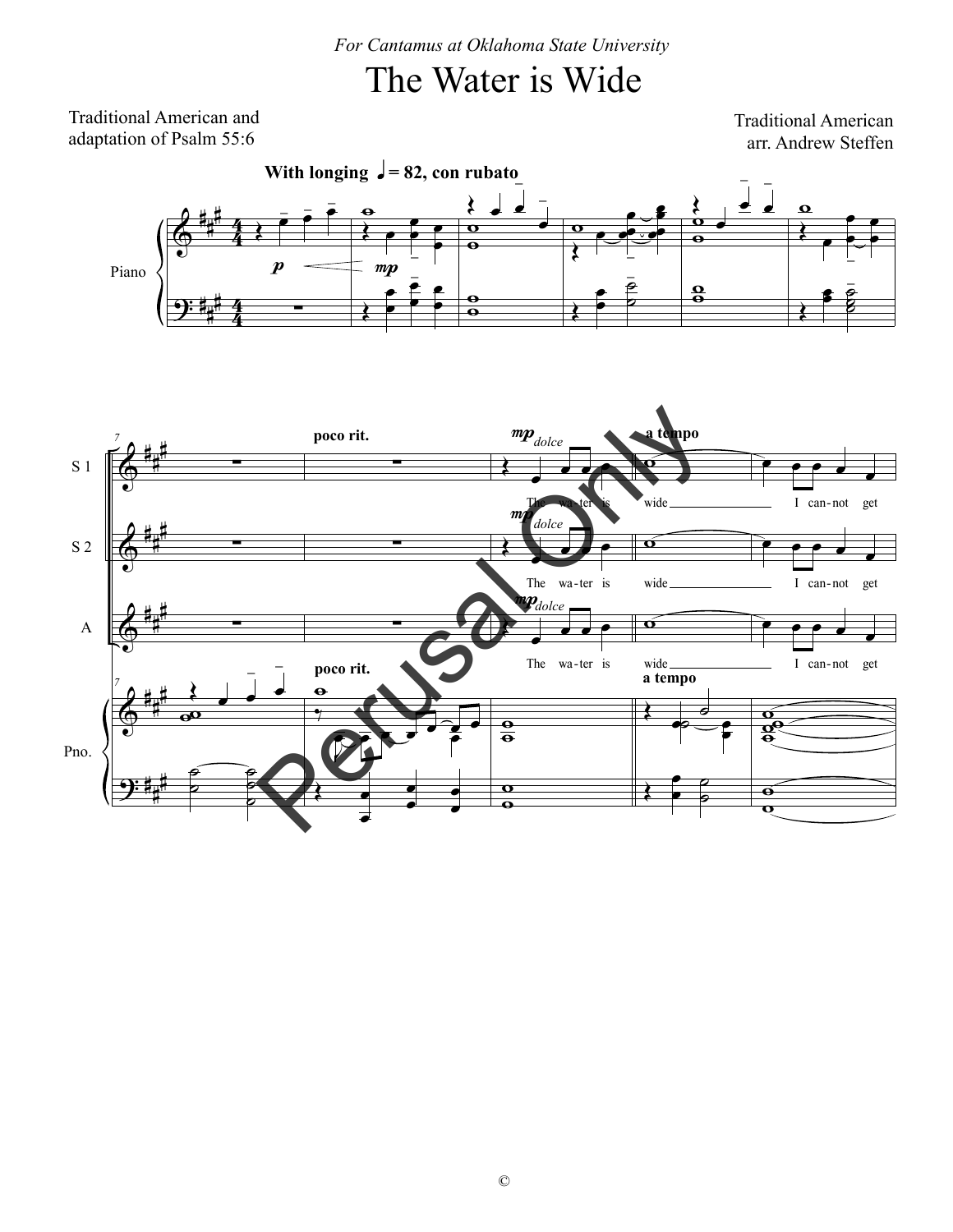*For Cantamus at Oklahoma State University*

# The Water is Wide

Traditional American and adaptation of Psalm 55:6

Traditional American
arr. Andrew Steffen

**With longing ♩ = 82, con rubato**

Piano

*p* *mp*

S 1

S 2

A

Pno.

**poco rit.**

*mp* *dolce*

**a tempo**

The wa-ter is wide I can-not get

The wa-ter is wide I can-not get

The wa-ter is wide I can-not get

©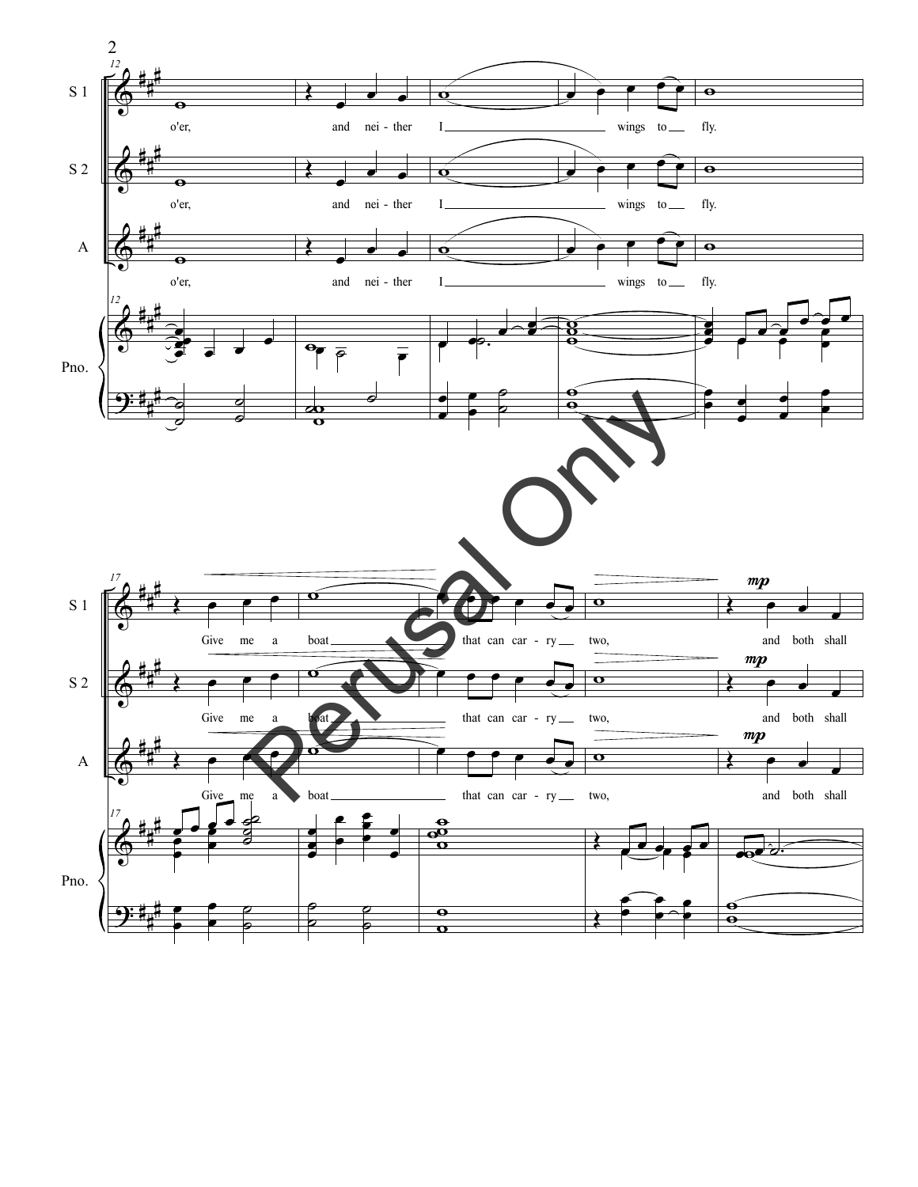S 1

o'er, and nei - ther I wings to fly.

S 2

o'er, and nei - ther I wings to fly.

A

o'er, and nei - ther I wings to fly.

Pno.

S 1

Give me a boat that can car - ry two, *mp* and both shall

S 2

Give me a boat that can car - ry two, *mp* and both shall

A

Give me a boat that can car - ry two, *mp* and both shall

Pno.

Perusal Only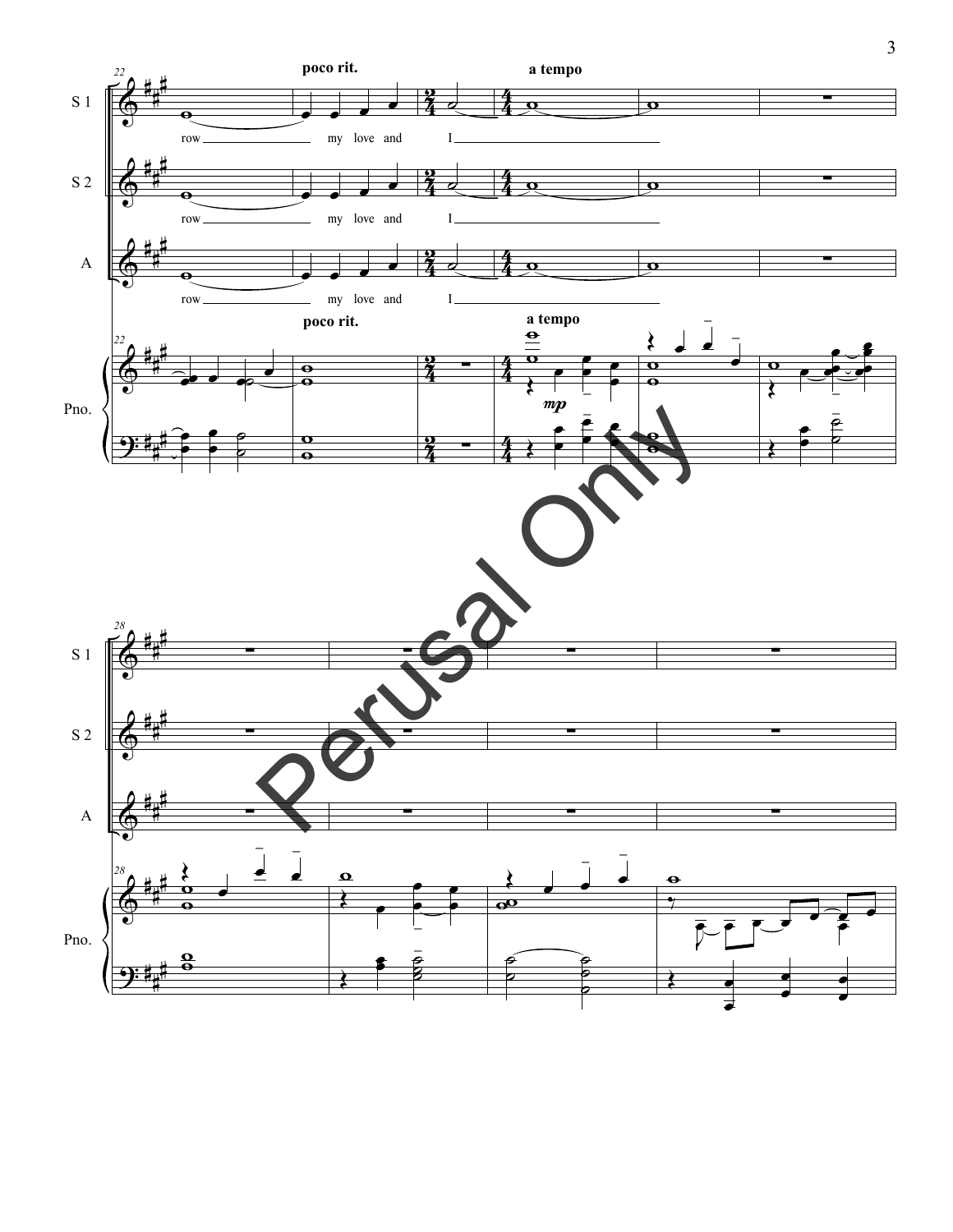poco rit.

a tempo

S 1

row my love and I

S 2

row my love and I

A

row my love and I

Pno.

poco rit.

a tempo

*mp*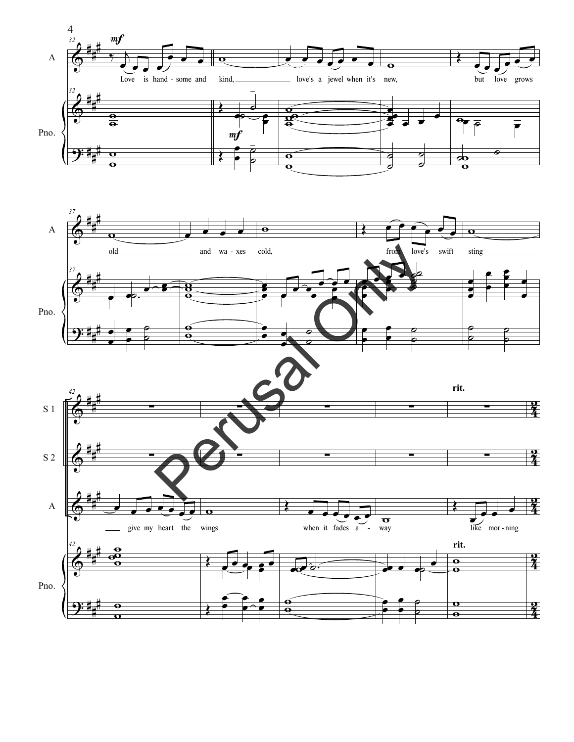A

Love is hand-some and kind, love's a jewel when it's new, but love grows

old and wa-xes cold, from love's swift sting

give my heart the wings when it fades a-way like mor-ning

Perusal Only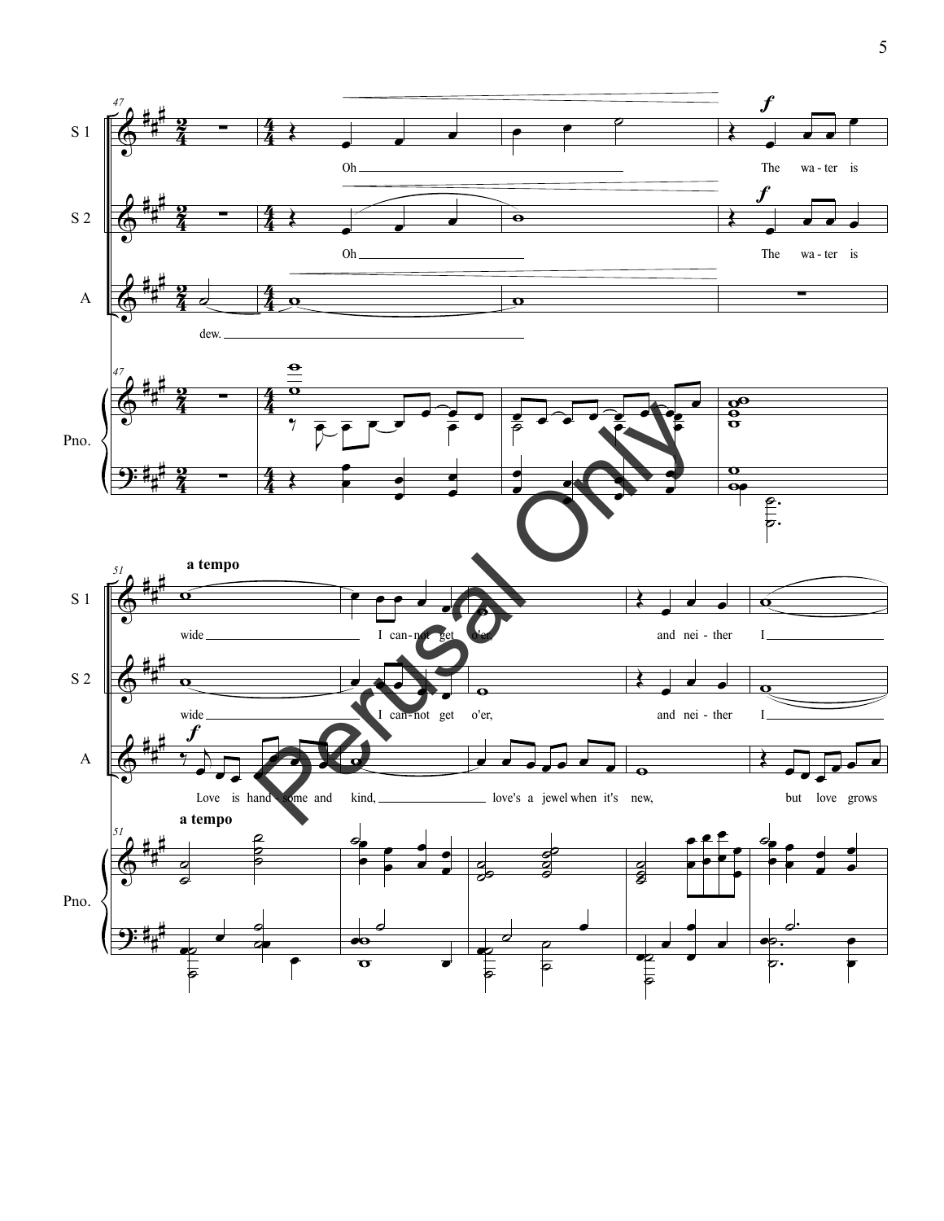S 1: Oh ___ The wa - ter is wide ___ I can - not get o'er, and nei - ther I ___

S 2: Oh ___ The wa - ter is wide ___ I can - not get o'er, and nei - ther I ___

A: dew. ___ Love is hand - some and kind, ___ love's a jewel when it's new, but love grows

a tempo

Perusal Only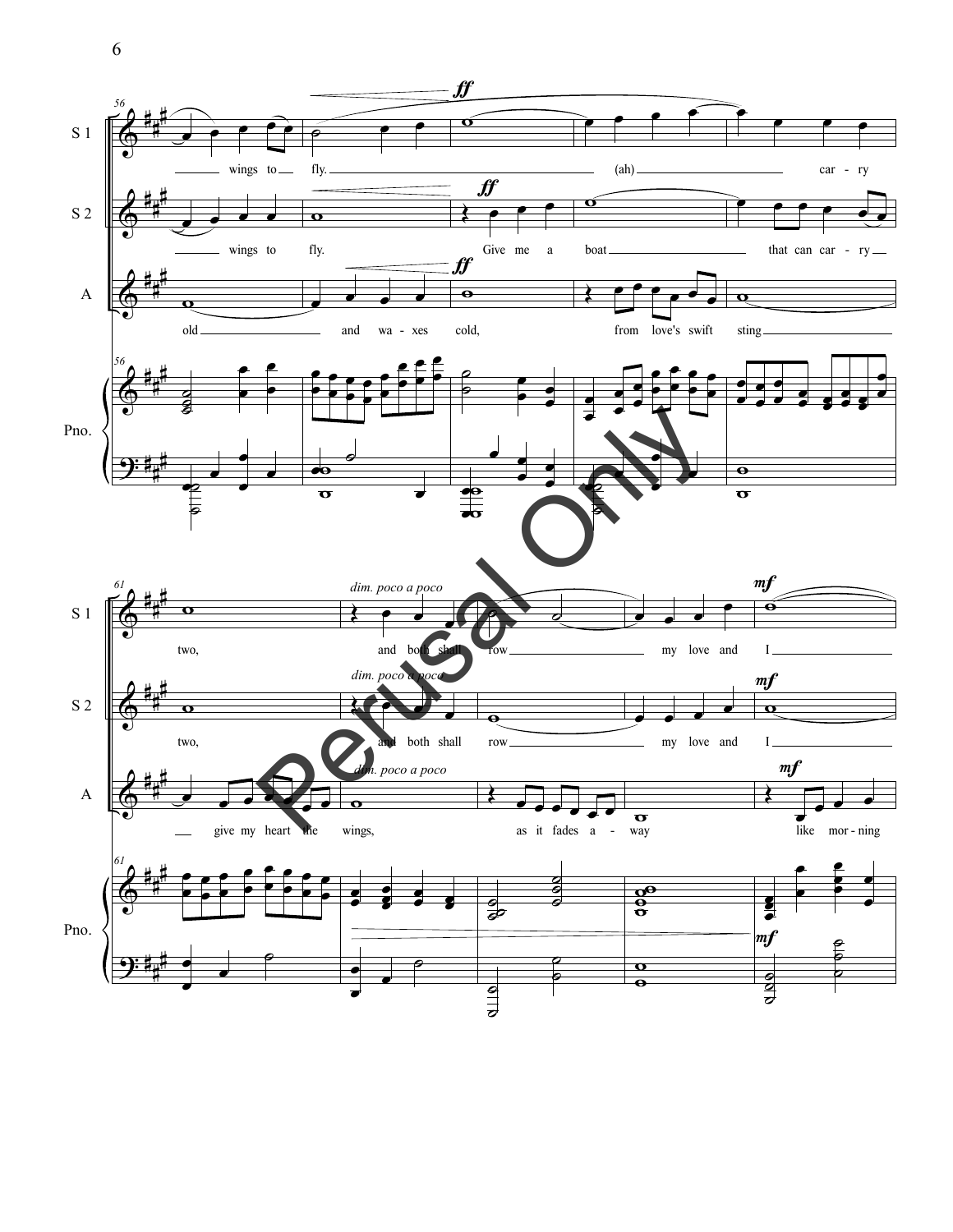S 1: wings to fly. (ah) carry two, and both shall row my love and I

S 2: wings to fly. Give me a boat that can carry two, and both shall row my love and I

A: old and waxes cold, from love's swift sting give my heart the wings, as it fades away like morning

Pno.

*dim. poco a poco*

*ff*

*mf*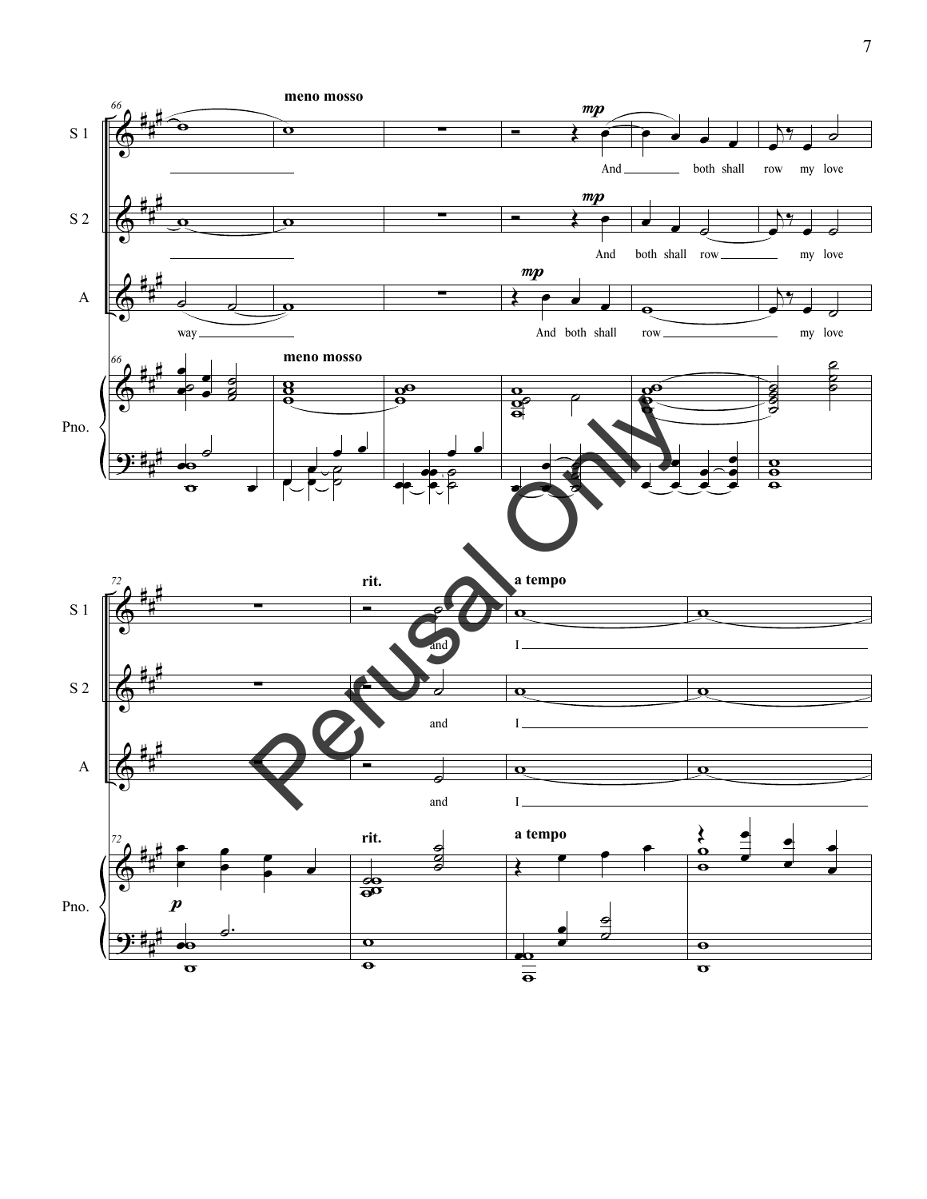meno mosso

S 1: And both shall row my love

S 2: And both shall row my love

A: way — And both shall row my love

rit. a tempo

S 1: and I

S 2: and I

A: and I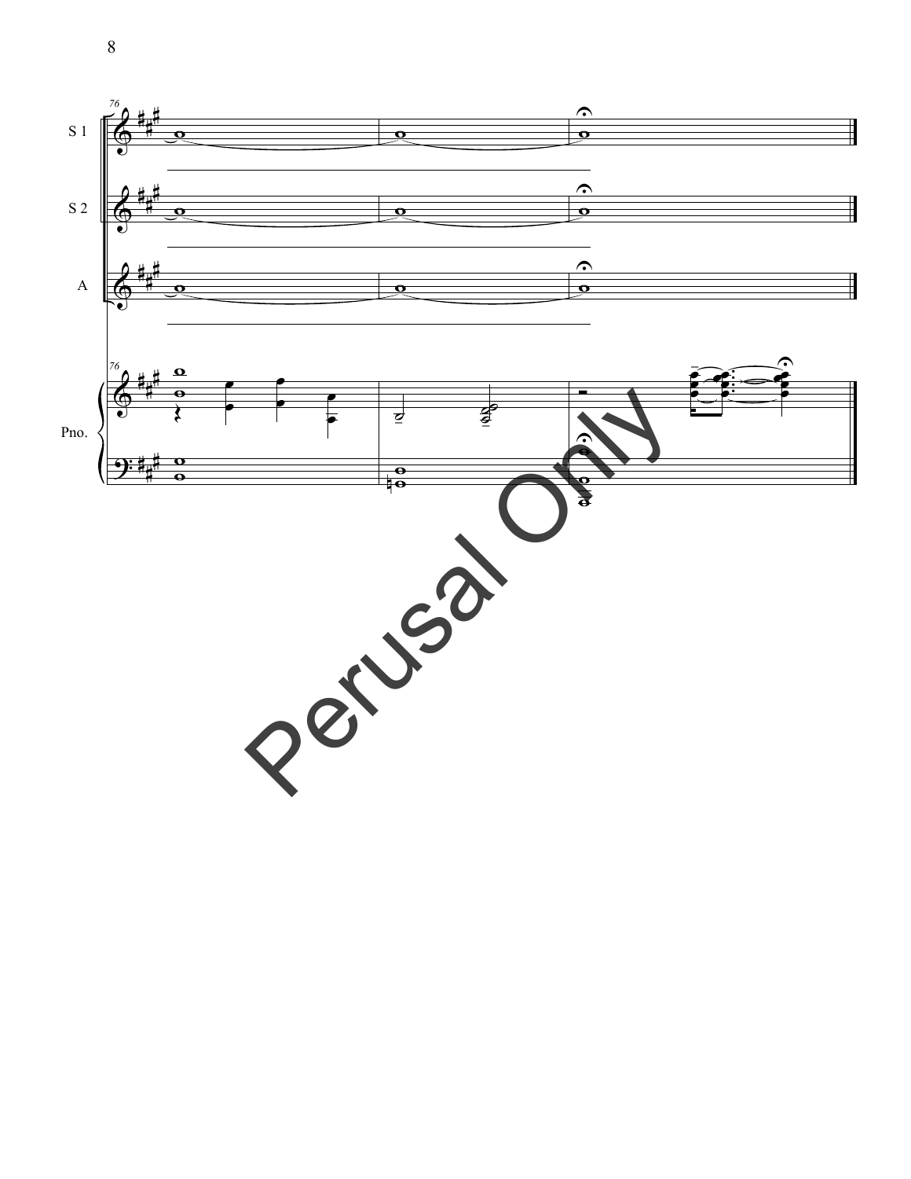S 1

S 2

A

Pno.

Perusal Only